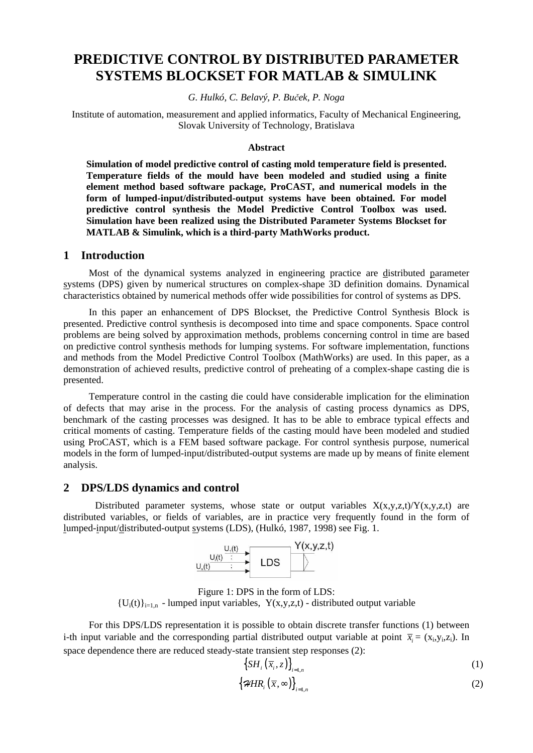# PREDICTIVE CONTROL BY DISTRIBUTED PARAMETER SYSTEMS BLOCKSET FOR MATLAB & SIMULINK

*G. Hulkó, C. Belavý, P. Buček, P. Noga*

Institute of automation, measurement and applied informatics, Faculty of Mechanical Engineering, Slovak University of Technology, Bratislava

**Abstract**

**Simulation of model predictive control of casting mold temperature field is presented. Temperature fields of the mould have been modeled and studied using a finite element method based software package, ProCAST, and numerical models in the form of lumped-input/distributed-output systems have been obtained. For model predictive control synthesis the Model Predictive Control Toolbox was used. Simulation have been realized using the Distributed Parameter Systems Blockset for MATLAB & Simulink, which is a third-party MathWorks product.**

## 1 Introduction

Most of the dynamical systems analyzed in engineering practice are distributed parameter systems (DPS) given by numerical structures on complex-shape 3D definition domains. Dynamical characteristics obtained by numerical methods offer wide possibilities for control of systems as DPS.

In this paper an enhancement of DPS Blockset, the Predictive Control Synthesis Block is presented. Predictive control synthesis is decomposed into time and space components. Space control problems are being solved by approximation methods, problems concerning control in time are based on predictive control synthesis methods for lumping systems. For software implementation, functions and methods from the Model Predictive Control Toolbox (MathWorks) are used. In this paper, as a demonstration of achieved results, predictive control of preheating of a complex-shape casting die is presented.

Temperature control in the casting die could have considerable implication for the elimination of defects that may arise in the process. For the analysis of casting process dynamics as DPS, benchmark of the casting processes was designed. It has to be able to embrace typical effects and critical moments of casting. Temperature fields of the casting mould have been modeled and studied using ProCAST, which is a FEM based software package. For control synthesis purpose, numerical models in the form of lumped-input/distributed-output systems are made up by means of finite element analysis.

## 2 DPS/LDS dynamics and control

Distributed parameter systems, whose state or output variables X(x,y,z,t)/Y(x,y,z,t) are distributed variables, or fields of variables, are in practice very frequently found in the form of lumped-input/distributed-output systems (LDS), (Hulkó, 1987, 1998) see Fig. 1.

Figure 1: DPS in the form of LDS:
$\{U_i(t)\}_{i=1,n}$ - lumped input variables, Y(x,y,z,t) - distributed output variable

For this DPS/LDS representation it is possible to obtain discrete transfer functions (1) between i-th input variable and the corresponding partial distributed output variable at point $\bar{x}_i = (x_i, y_i, z_i)$. In space dependence there are reduced steady-state transient step responses (2):

$$\left\{SH_i\left(\bar{x}_i, z\right)\right\}_{i=1,n} \tag{1}$$

$$\left\{\mathcal{H}HR_i\left(\bar{x}, \infty\right)\right\}_{i=1,n} \tag{2}$$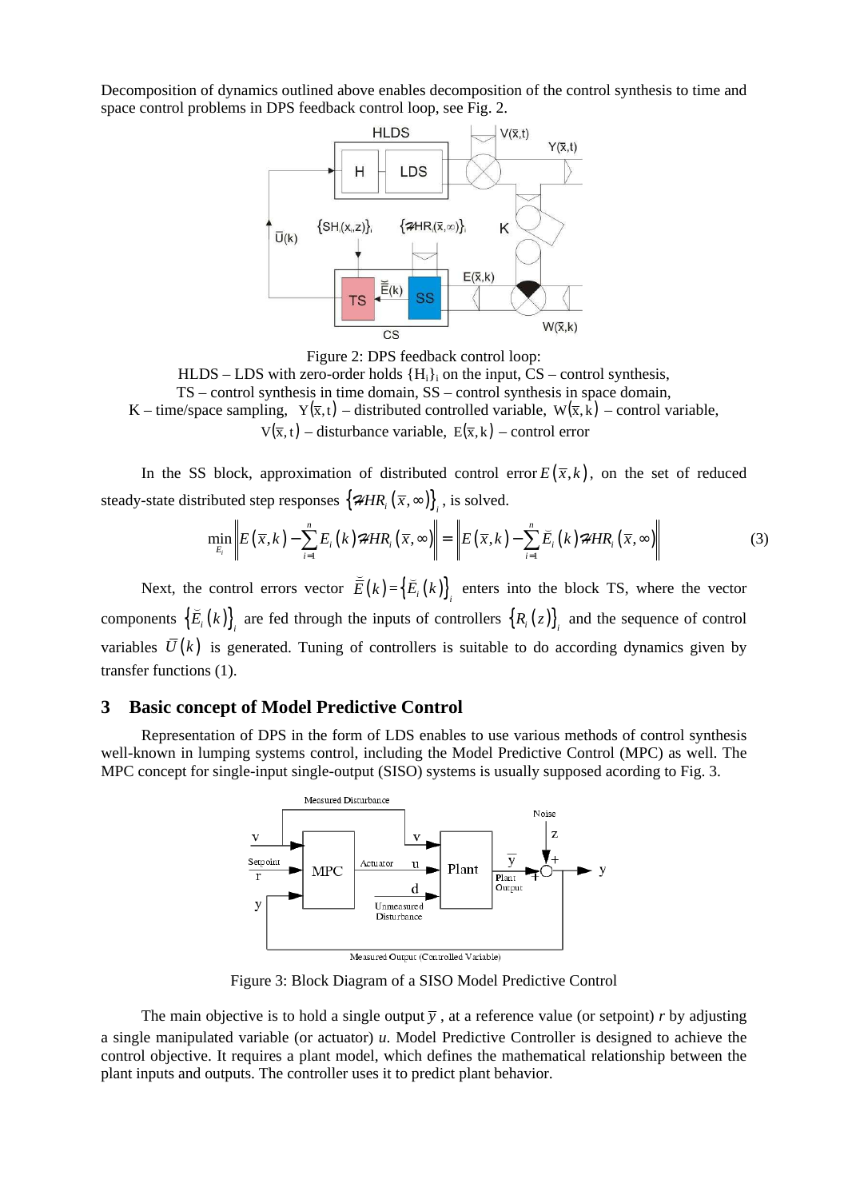Decomposition of dynamics outlined above enables decomposition of the control synthesis to time and space control problems in DPS feedback control loop, see Fig. 2.

Figure 2: DPS feedback control loop:
HLDS – LDS with zero-order holds $\{H_i\}_i$ on the input, CS – control synthesis,
TS – control synthesis in time domain, SS – control synthesis in space domain,
K – time/space sampling, $Y(\bar{x},t)$ – distributed controlled variable, $W(\bar{x},k)$ – control variable,
$V(\bar{x},t)$ – disturbance variable, $E(\bar{x},k)$ – control error

In the SS block, approximation of distributed control error $E(\bar{x},k)$, on the set of reduced steady-state distributed step responses $\{\mathcal{H}HR_i(\bar{x},\infty)\}_i$, is solved.

$$\min_{E_i}\left\|E(\bar{x},k)-\sum_{i=1}^{n}E_i(k)\mathcal{H}HR_i(\bar{x},\infty)\right\|=\left\|E(\bar{x},k)-\sum_{i=1}^{n}\breve{E}_i(k)\mathcal{H}HR_i(\bar{x},\infty)\right\| \tag{3}$$

Next, the control errors vector $\bar{\breve{E}}(k)=\{\breve{E}_i(k)\}_i$ enters into the block TS, where the vector components $\{\breve{E}_i(k)\}_i$ are fed through the inputs of controllers $\{R_i(z)\}_i$ and the sequence of control variables $\bar{U}(k)$ is generated. Tuning of controllers is suitable to do according dynamics given by transfer functions (1).

## 3 Basic concept of Model Predictive Control

Representation of DPS in the form of LDS enables to use various methods of control synthesis well-known in lumping systems control, including the Model Predictive Control (MPC) as well. The MPC concept for single-input single-output (SISO) systems is usually supposed acording to Fig. 3.

Figure 3: Block Diagram of a SISO Model Predictive Control

The main objective is to hold a single output $\bar{y}$, at a reference value (or setpoint) *r* by adjusting a single manipulated variable (or actuator) *u*. Model Predictive Controller is designed to achieve the control objective. It requires a plant model, which defines the mathematical relationship between the plant inputs and outputs. The controller uses it to predict plant behavior.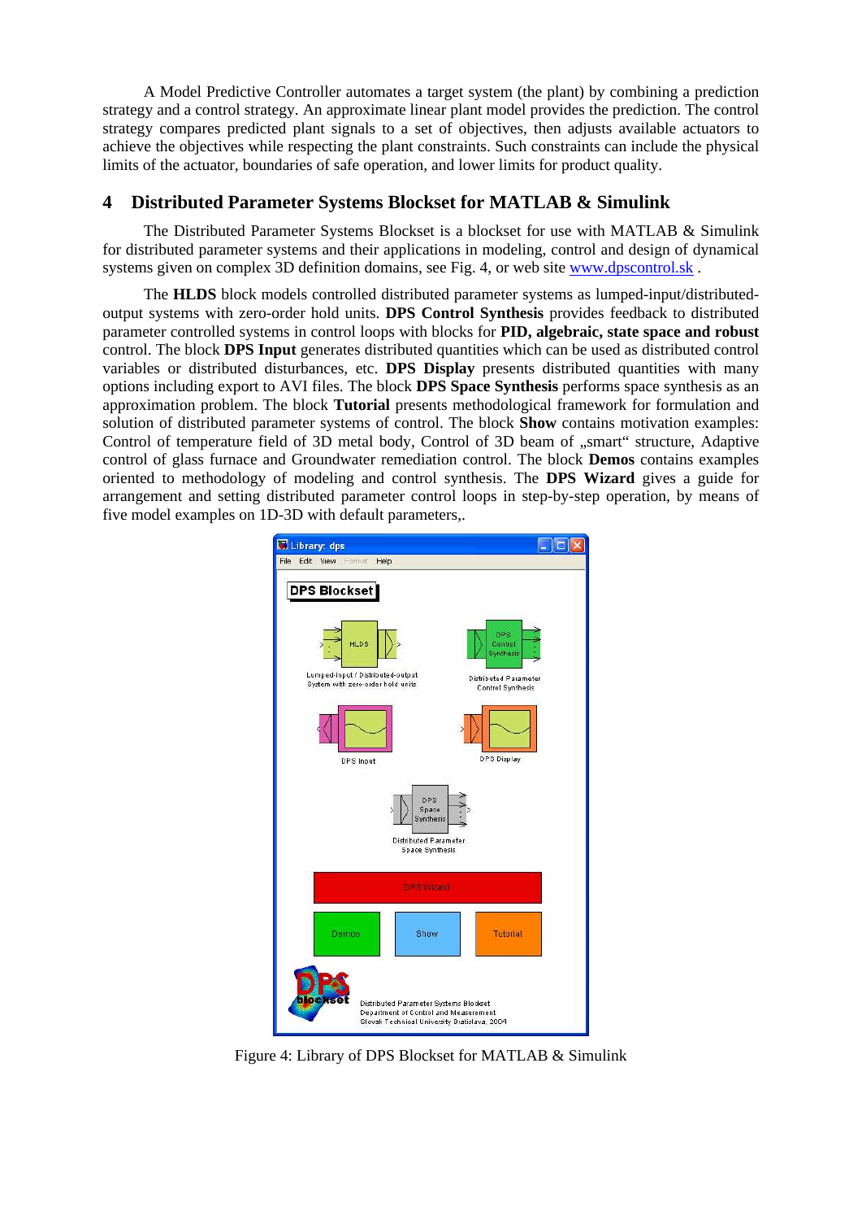A Model Predictive Controller automates a target system (the plant) by combining a prediction strategy and a control strategy. An approximate linear plant model provides the prediction. The control strategy compares predicted plant signals to a set of objectives, then adjusts available actuators to achieve the objectives while respecting the plant constraints. Such constraints can include the physical limits of the actuator, boundaries of safe operation, and lower limits for product quality.

## 4 Distributed Parameter Systems Blockset for MATLAB & Simulink

The Distributed Parameter Systems Blockset is a blockset for use with MATLAB & Simulink for distributed parameter systems and their applications in modeling, control and design of dynamical systems given on complex 3D definition domains, see Fig. 4, or web site www.dpscontrol.sk .

The **HLDS** block models controlled distributed parameter systems as lumped-input/distributed-output systems with zero-order hold units. **DPS Control Synthesis** provides feedback to distributed parameter controlled systems in control loops with blocks for **PID, algebraic, state space and robust** control. The block **DPS Input** generates distributed quantities which can be used as distributed control variables or distributed disturbances, etc. **DPS Display** presents distributed quantities with many options including export to AVI files. The block **DPS Space Synthesis** performs space synthesis as an approximation problem. The block **Tutorial** presents methodological framework for formulation and solution of distributed parameter systems of control. The block **Show** contains motivation examples: Control of temperature field of 3D metal body, Control of 3D beam of „smart" structure, Adaptive control of glass furnace and Groundwater remediation control. The block **Demos** contains examples oriented to methodology of modeling and control synthesis. The **DPS Wizard** gives a guide for arrangement and setting distributed parameter control loops in step-by-step operation, by means of five model examples on 1D-3D with default parameters,.

Figure 4: Library of DPS Blockset for MATLAB & Simulink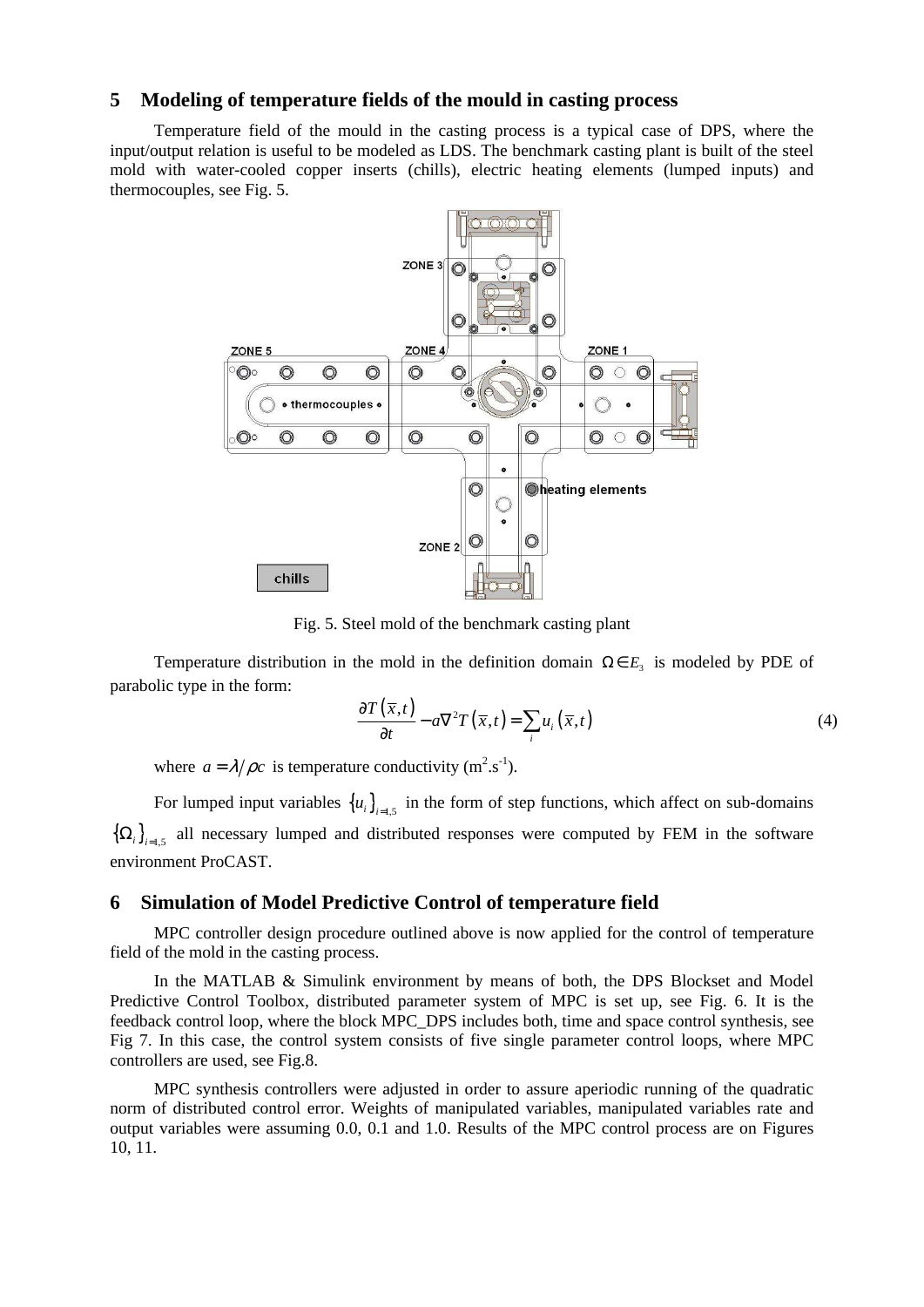## 5 Modeling of temperature fields of the mould in casting process

Temperature field of the mould in the casting process is a typical case of DPS, where the input/output relation is useful to be modeled as LDS. The benchmark casting plant is built of the steel mold with water-cooled copper inserts (chills), electric heating elements (lumped inputs) and thermocouples, see Fig. 5.

Fig. 5. Steel mold of the benchmark casting plant

Temperature distribution in the mold in the definition domain $\Omega \in E_3$ is modeled by PDE of parabolic type in the form:

$$\frac{\partial T(\bar{x},t)}{\partial t} - a\nabla^2 T(\bar{x},t) = \sum_i u_i(\bar{x},t) \tag{4}$$

where $a = \lambda / \rho c$ is temperature conductivity ($m^2.s^{-1}$).

For lumped input variables $\{u_i\}_{i=1,5}$ in the form of step functions, which affect on sub-domains $\{\Omega_i\}_{i=1,5}$ all necessary lumped and distributed responses were computed by FEM in the software environment ProCAST.

## 6 Simulation of Model Predictive Control of temperature field

MPC controller design procedure outlined above is now applied for the control of temperature field of the mold in the casting process.

In the MATLAB & Simulink environment by means of both, the DPS Blockset and Model Predictive Control Toolbox, distributed parameter system of MPC is set up, see Fig. 6. It is the feedback control loop, where the block MPC_DPS includes both, time and space control synthesis, see Fig 7. In this case, the control system consists of five single parameter control loops, where MPC controllers are used, see Fig.8.

MPC synthesis controllers were adjusted in order to assure aperiodic running of the quadratic norm of distributed control error. Weights of manipulated variables, manipulated variables rate and output variables were assuming 0.0, 0.1 and 1.0. Results of the MPC control process are on Figures 10, 11.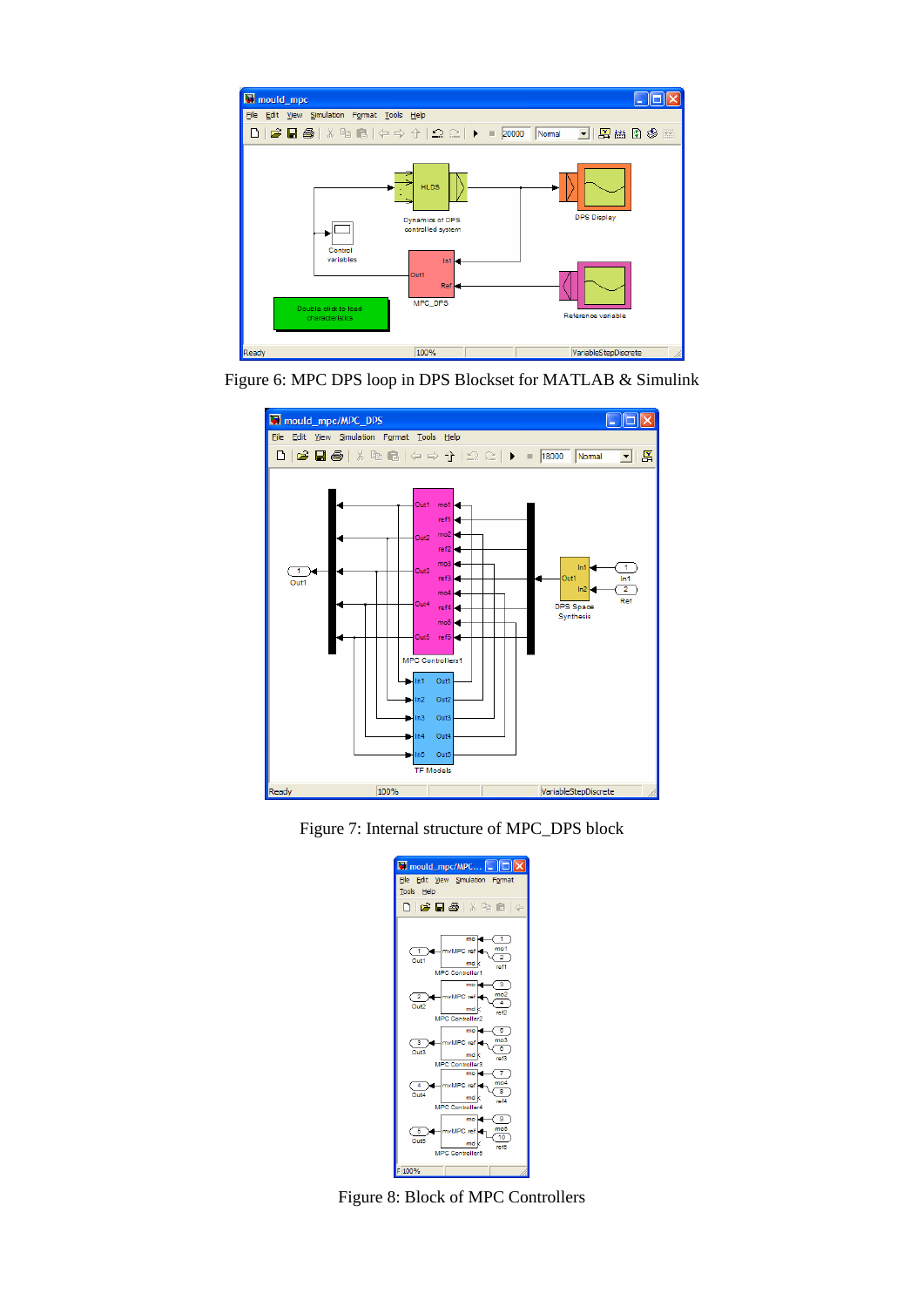Figure 6: MPC DPS loop in DPS Blockset for MATLAB & Simulink

Figure 7: Internal structure of MPC_DPS block

Figure 8: Block of MPC Controllers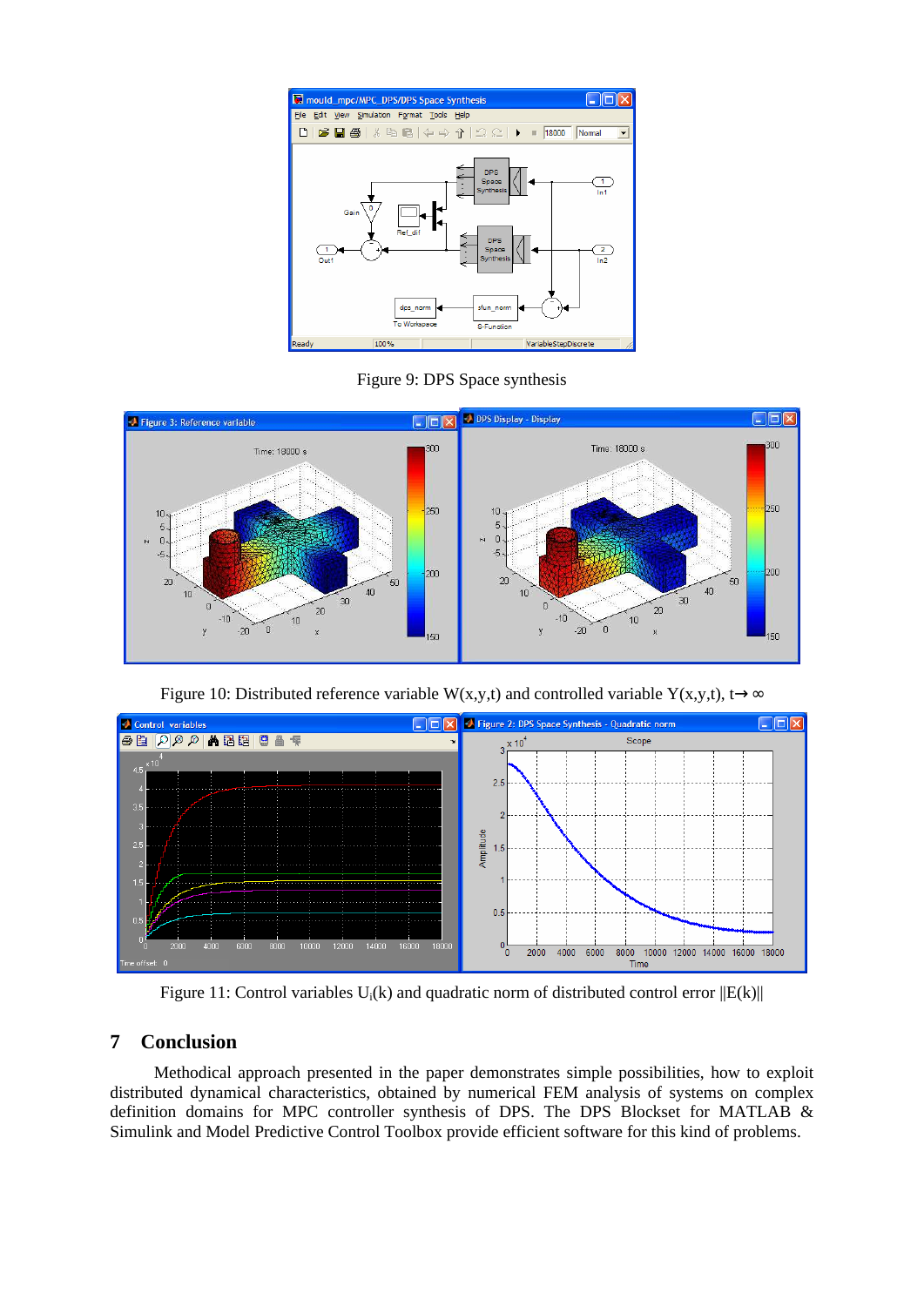Figure 9: DPS Space synthesis

Figure 10: Distributed reference variable W(x,y,t) and controlled variable Y(x,y,t), $t \rightarrow \infty$

Figure 11: Control variables $U_i(k)$ and quadratic norm of distributed control error $\|E(k)\|$

## 7 Conclusion

Methodical approach presented in the paper demonstrates simple possibilities, how to exploit distributed dynamical characteristics, obtained by numerical FEM analysis of systems on complex definition domains for MPC controller synthesis of DPS. The DPS Blockset for MATLAB & Simulink and Model Predictive Control Toolbox provide efficient software for this kind of problems.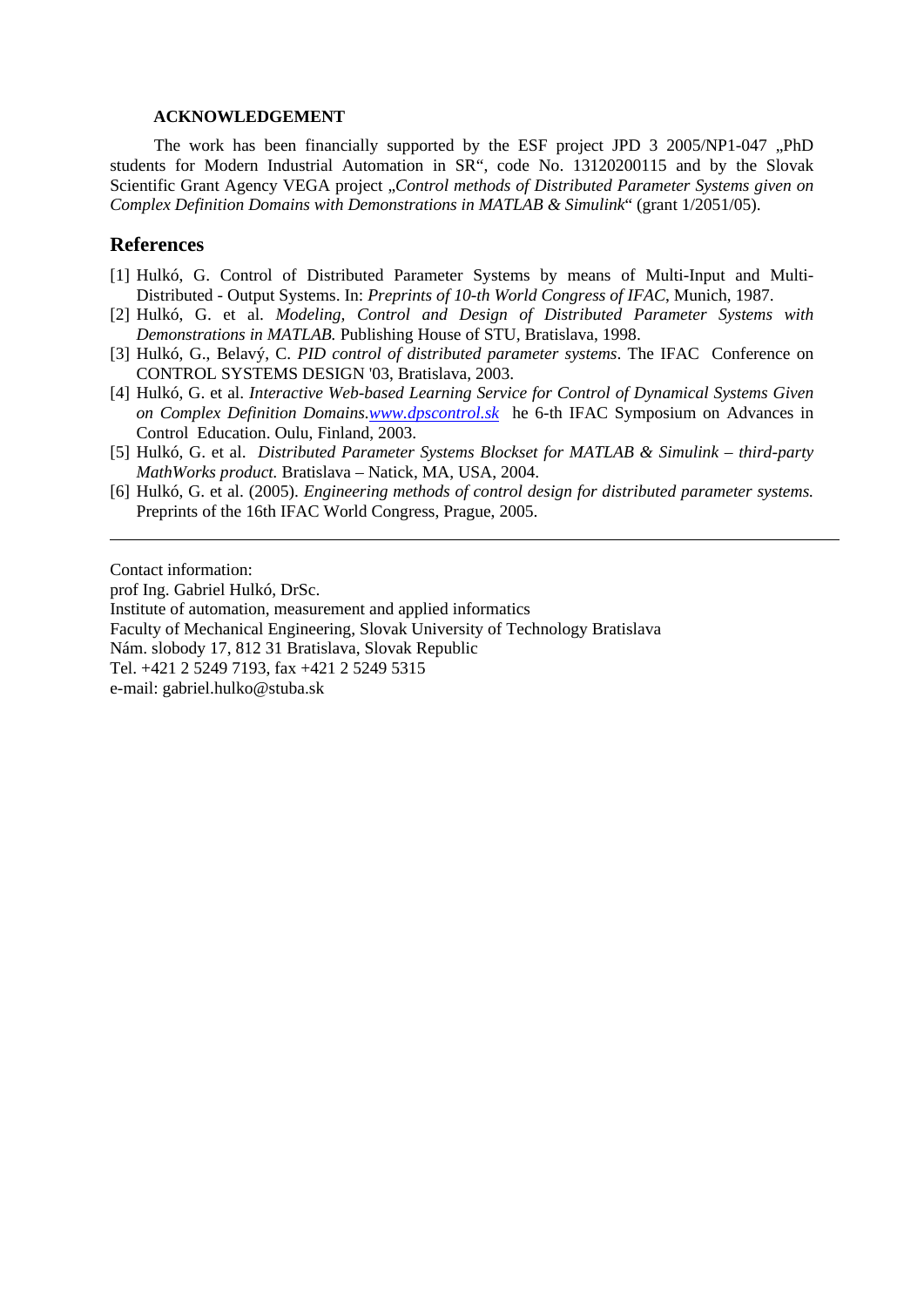**ACKNOWLEDGEMENT**

The work has been financially supported by the ESF project JPD 3 2005/NP1-047 „PhD students for Modern Industrial Automation in SR“, code No. 13120200115 and by the Slovak Scientific Grant Agency VEGA project „*Control methods of Distributed Parameter Systems given on Complex Definition Domains with Demonstrations in MATLAB & Simulink*“ (grant 1/2051/05).

## References

[1] Hulkó, G. Control of Distributed Parameter Systems by means of Multi-Input and Multi-Distributed - Output Systems. In: *Preprints of 10-th World Congress of IFAC*, Munich, 1987.

[2] Hulkó, G. et al. *Modeling, Control and Design of Distributed Parameter Systems with Demonstrations in MATLAB.* Publishing House of STU, Bratislava, 1998.

[3] Hulkó, G., Belavý, C. *PID control of distributed parameter systems*. The IFAC Conference on CONTROL SYSTEMS DESIGN '03, Bratislava, 2003.

[4] Hulkó, G. et al. *Interactive Web-based Learning Service for Control of Dynamical Systems Given on Complex Definition Domains.www.dpscontrol.sk* he 6-th IFAC Symposium on Advances in Control Education. Oulu, Finland, 2003.

[5] Hulkó, G. et al. *Distributed Parameter Systems Blockset for MATLAB & Simulink – third-party MathWorks product.* Bratislava – Natick, MA, USA, 2004.

[6] Hulkó, G. et al. (2005). *Engineering methods of control design for distributed parameter systems.* Preprints of the 16th IFAC World Congress, Prague, 2005.

---

Contact information:
prof Ing. Gabriel Hulkó, DrSc.
Institute of automation, measurement and applied informatics
Faculty of Mechanical Engineering, Slovak University of Technology Bratislava
Nám. slobody 17, 812 31 Bratislava, Slovak Republic
Tel. +421 2 5249 7193, fax +421 2 5249 5315
e-mail: gabriel.hulko@stuba.sk